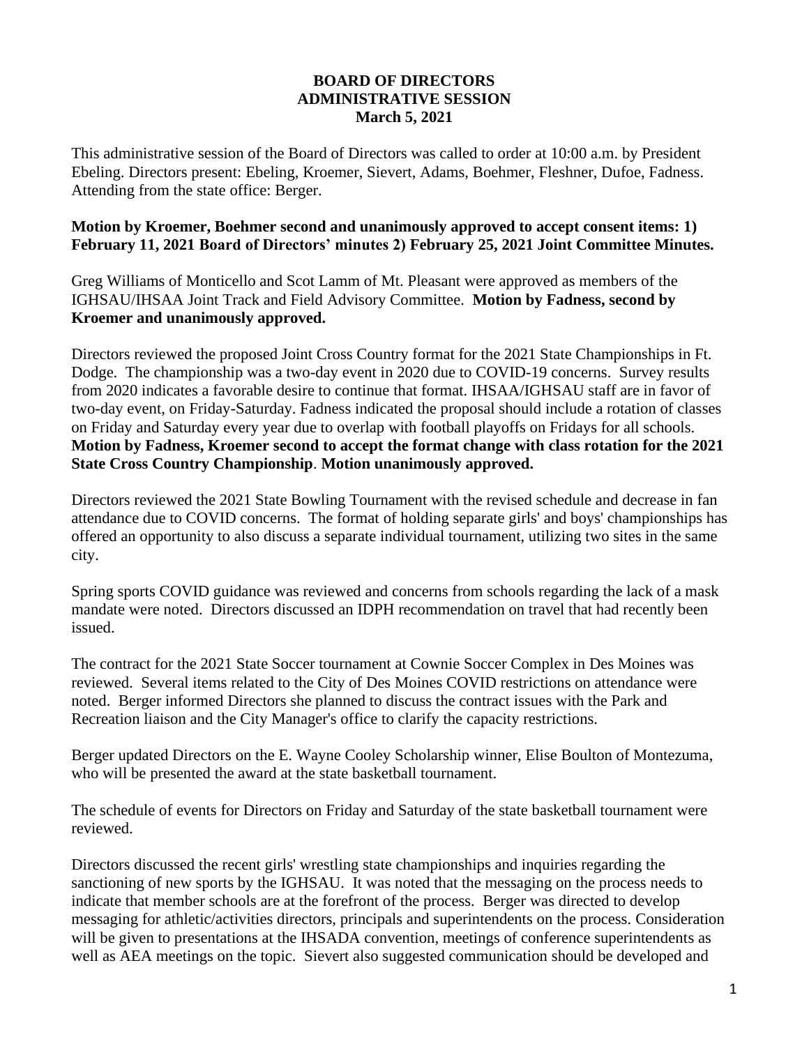**BOARD OF DIRECTORS**
**ADMINISTRATIVE SESSION**
**March 5, 2021**

This administrative session of the Board of Directors was called to order at 10:00 a.m. by President Ebeling. Directors present: Ebeling, Kroemer, Sievert, Adams, Boehmer, Fleshner, Dufoe, Fadness. Attending from the state office: Berger.

**Motion by Kroemer, Boehmer second and unanimously approved to accept consent items: 1) February 11, 2021 Board of Directors' minutes 2) February 25, 2021 Joint Committee Minutes.**

Greg Williams of Monticello and Scot Lamm of Mt. Pleasant were approved as members of the IGHSAU/IHSAA Joint Track and Field Advisory Committee. **Motion by Fadness, second by Kroemer and unanimously approved.**

Directors reviewed the proposed Joint Cross Country format for the 2021 State Championships in Ft. Dodge. The championship was a two-day event in 2020 due to COVID-19 concerns. Survey results from 2020 indicates a favorable desire to continue that format. IHSAA/IGHSAU staff are in favor of two-day event, on Friday-Saturday. Fadness indicated the proposal should include a rotation of classes on Friday and Saturday every year due to overlap with football playoffs on Fridays for all schools. **Motion by Fadness, Kroemer second to accept the format change with class rotation for the 2021 State Cross Country Championship**. **Motion unanimously approved.**

Directors reviewed the 2021 State Bowling Tournament with the revised schedule and decrease in fan attendance due to COVID concerns. The format of holding separate girls' and boys' championships has offered an opportunity to also discuss a separate individual tournament, utilizing two sites in the same city.

Spring sports COVID guidance was reviewed and concerns from schools regarding the lack of a mask mandate were noted. Directors discussed an IDPH recommendation on travel that had recently been issued.

The contract for the 2021 State Soccer tournament at Cownie Soccer Complex in Des Moines was reviewed. Several items related to the City of Des Moines COVID restrictions on attendance were noted. Berger informed Directors she planned to discuss the contract issues with the Park and Recreation liaison and the City Manager's office to clarify the capacity restrictions.

Berger updated Directors on the E. Wayne Cooley Scholarship winner, Elise Boulton of Montezuma, who will be presented the award at the state basketball tournament.

The schedule of events for Directors on Friday and Saturday of the state basketball tournament were reviewed.

Directors discussed the recent girls' wrestling state championships and inquiries regarding the sanctioning of new sports by the IGHSAU. It was noted that the messaging on the process needs to indicate that member schools are at the forefront of the process. Berger was directed to develop messaging for athletic/activities directors, principals and superintendents on the process. Consideration will be given to presentations at the IHSADA convention, meetings of conference superintendents as well as AEA meetings on the topic. Sievert also suggested communication should be developed and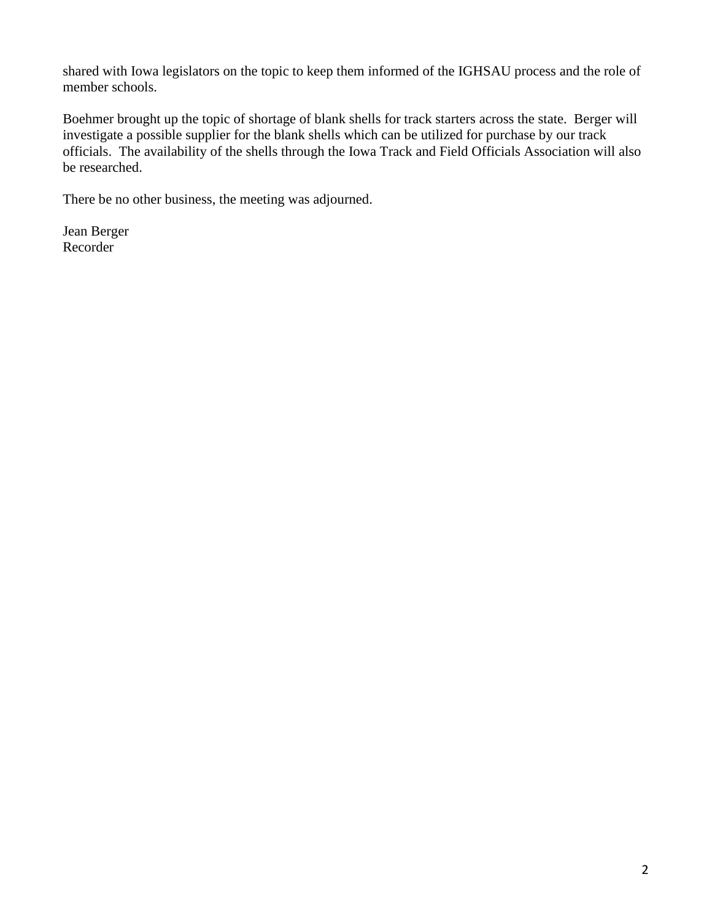shared with Iowa legislators on the topic to keep them informed of the IGHSAU process and the role of member schools.

Boehmer brought up the topic of shortage of blank shells for track starters across the state. Berger will investigate a possible supplier for the blank shells which can be utilized for purchase by our track officials. The availability of the shells through the Iowa Track and Field Officials Association will also be researched.

There be no other business, the meeting was adjourned.

Jean Berger
Recorder